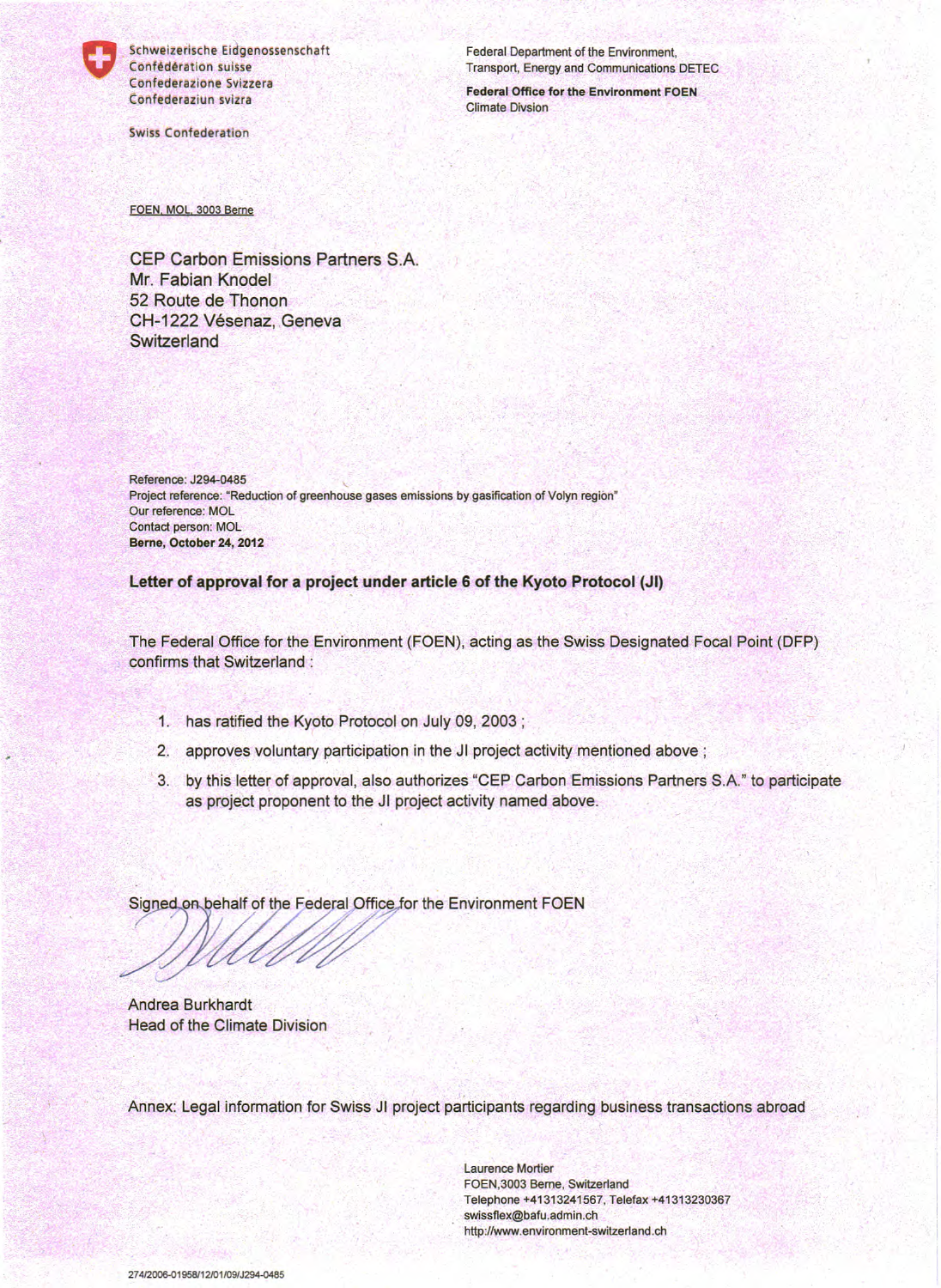Schweizerische Eidgenossenschaft
Confédération suisse
Confederazione Svizzera
Confederaziun svizra

Swiss Confederation

Federal Department of the Environment, Transport, Energy and Communications DETEC

**Federal Office for the Environment FOEN**
Climate Divsion

FOEN, MOL, 3003 Berne

CEP Carbon Emissions Partners S.A.
Mr. Fabian Knodel
52 Route de Thonon
CH-1222 Vésenaz, Geneva
Switzerland

Reference: J294-0485
Project reference: "Reduction of greenhouse gases emissions by gasification of Volyn region"
Our reference: MOL
Contact person: MOL
**Berne, October 24, 2012**

**Letter of approval for a project under article 6 of the Kyoto Protocol (JI)**

The Federal Office for the Environment (FOEN), acting as the Swiss Designated Focal Point (DFP) confirms that Switzerland :

1. has ratified the Kyoto Protocol on July 09, 2003 ;
2. approves voluntary participation in the JI project activity mentioned above ;
3. by this letter of approval, also authorizes "CEP Carbon Emissions Partners S.A." to participate as project proponent to the JI project activity named above.

Signed on behalf of the Federal Office for the Environment FOEN

Andrea Burkhardt
Head of the Climate Division

Annex: Legal information for Swiss JI project participants regarding business transactions abroad

Laurence Mortier
FOEN,3003 Berne, Switzerland
Telephone +41313241567, Telefax +41313230367
swissflex@bafu.admin.ch
http://www.environment-switzerland.ch

274/2006-01958/12/01/09/J294-0485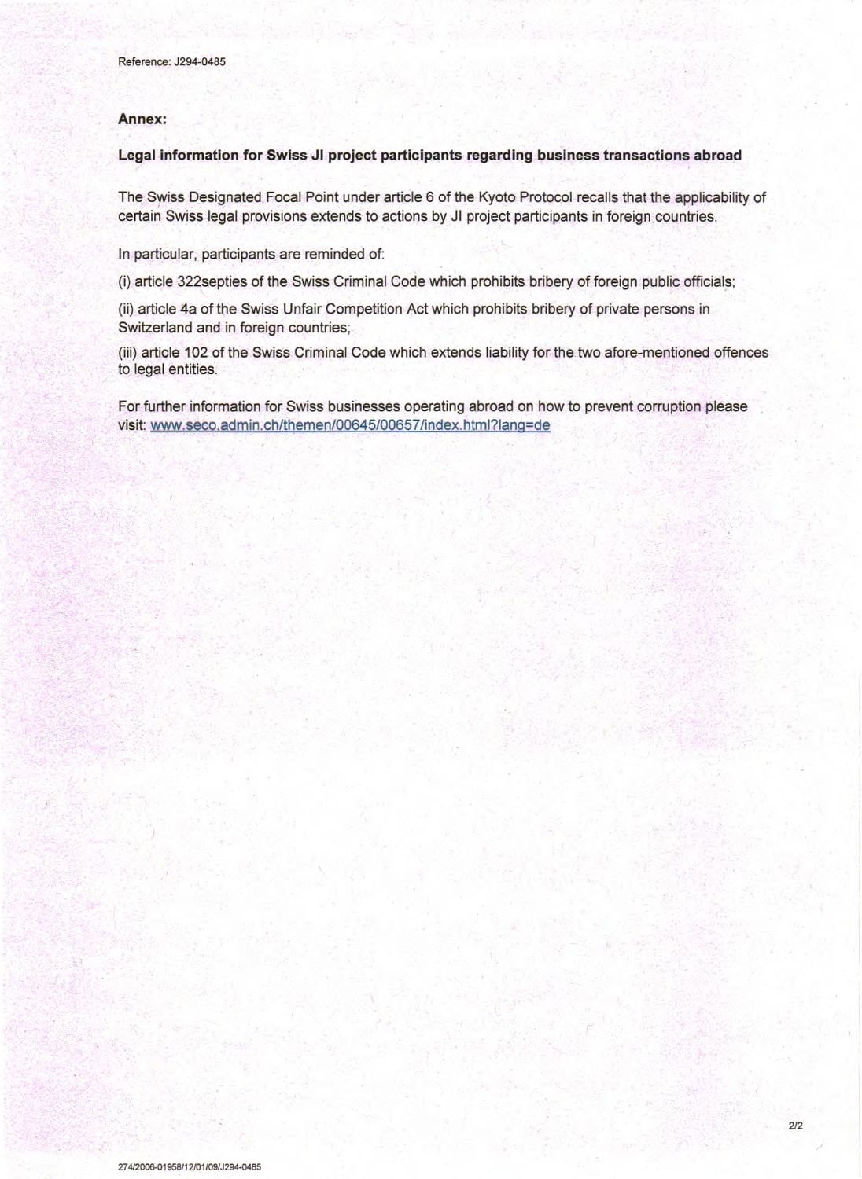Reference: J294-0485

## Annex:

**Legal information for Swiss JI project participants regarding business transactions abroad**

The Swiss Designated Focal Point under article 6 of the Kyoto Protocol recalls that the applicability of certain Swiss legal provisions extends to actions by JI project participants in foreign countries.

In particular, participants are reminded of:

(i) article 322septies of the Swiss Criminal Code which prohibits bribery of foreign public officials;

(ii) article 4a of the Swiss Unfair Competition Act which prohibits bribery of private persons in Switzerland and in foreign countries;

(iii) article 102 of the Swiss Criminal Code which extends liability for the two afore-mentioned offences to legal entities.

For further information for Swiss businesses operating abroad on how to prevent corruption please visit: www.seco.admin.ch/themen/00645/00657/index.html?lang=de

274/2006-01958/12/01/09/J294-0485